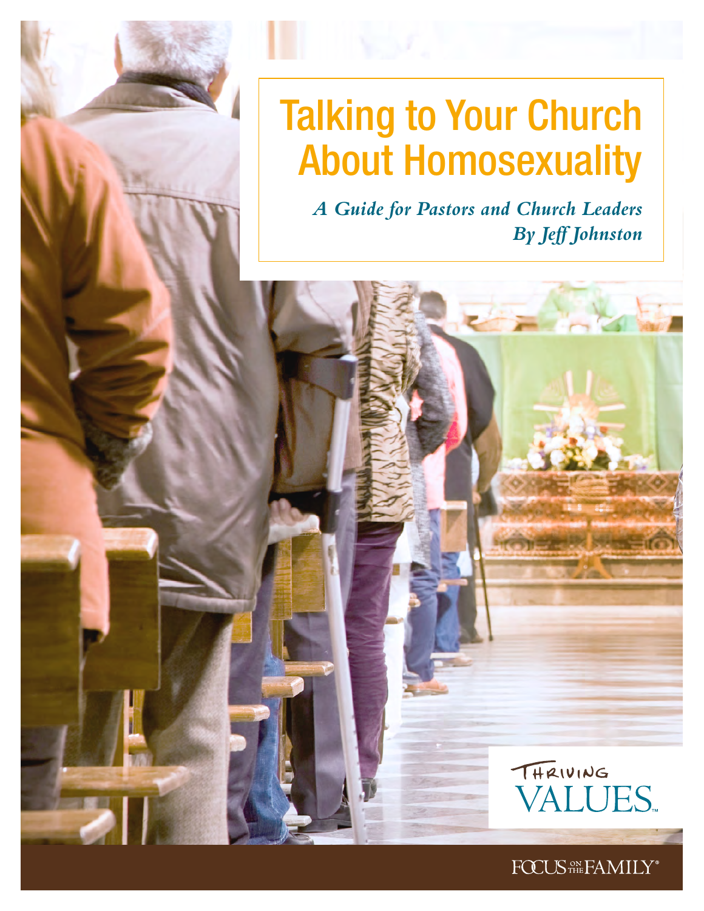# Talking to Your Church About Homosexuality

*A Guide for Pastors and Church Leaders*

*By Jeff Johnston*

THRIVING VALUES™

FOCUS ON THE FAMILY®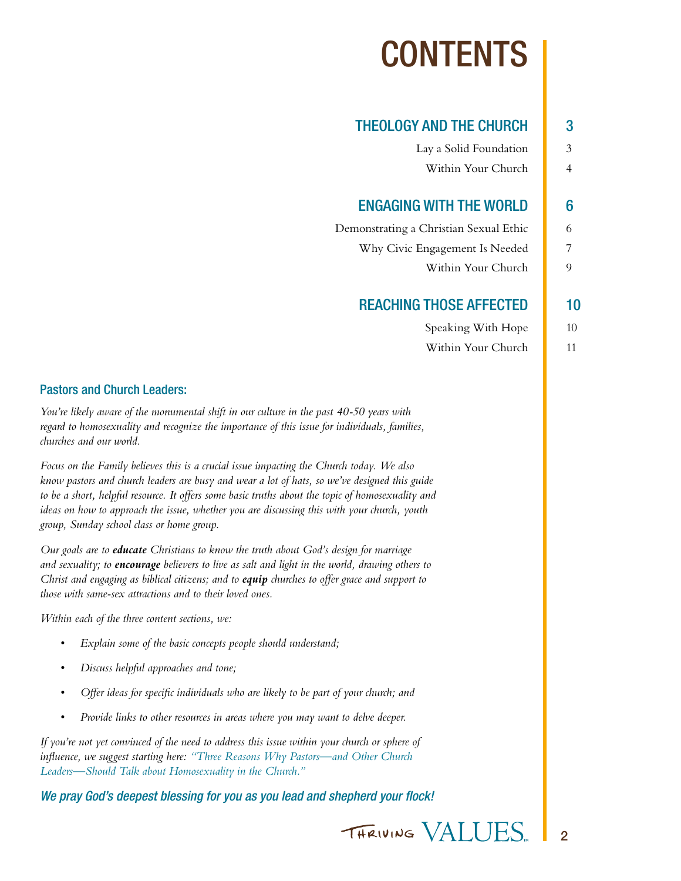# CONTENTS

| | |
|---|---|
| **THEOLOGY AND THE CHURCH** | **3** |
| Lay a Solid Foundation | 3 |
| Within Your Church | 4 |
| **ENGAGING WITH THE WORLD** | **6** |
| Demonstrating a Christian Sexual Ethic | 6 |
| Why Civic Engagement Is Needed | 7 |
| Within Your Church | 9 |
| **REACHING THOSE AFFECTED** | **10** |
| Speaking With Hope | 10 |
| Within Your Church | 11 |

### Pastors and Church Leaders:

*You're likely aware of the monumental shift in our culture in the past 40-50 years with regard to homosexuality and recognize the importance of this issue for individuals, families, churches and our world.*

*Focus on the Family believes this is a crucial issue impacting the Church today. We also know pastors and church leaders are busy and wear a lot of hats, so we've designed this guide to be a short, helpful resource. It offers some basic truths about the topic of homosexuality and ideas on how to approach the issue, whether you are discussing this with your church, youth group, Sunday school class or home group.*

*Our goals are to **educate** Christians to know the truth about God's design for marriage and sexuality; to **encourage** believers to live as salt and light in the world, drawing others to Christ and engaging as biblical citizens; and to **equip** churches to offer grace and support to those with same-sex attractions and to their loved ones.*

*Within each of the three content sections, we:*

- *Explain some of the basic concepts people should understand;*
- *Discuss helpful approaches and tone;*
- *Offer ideas for specific individuals who are likely to be part of your church; and*
- *Provide links to other resources in areas where you may want to delve deeper.*

*If you're not yet convinced of the need to address this issue within your church or sphere of influence, we suggest starting here: "Three Reasons Why Pastors—and Other Church Leaders—Should Talk about Homosexuality in the Church."*

***We pray God's deepest blessing for you as you lead and shepherd your flock!***

THRIVING VALUES™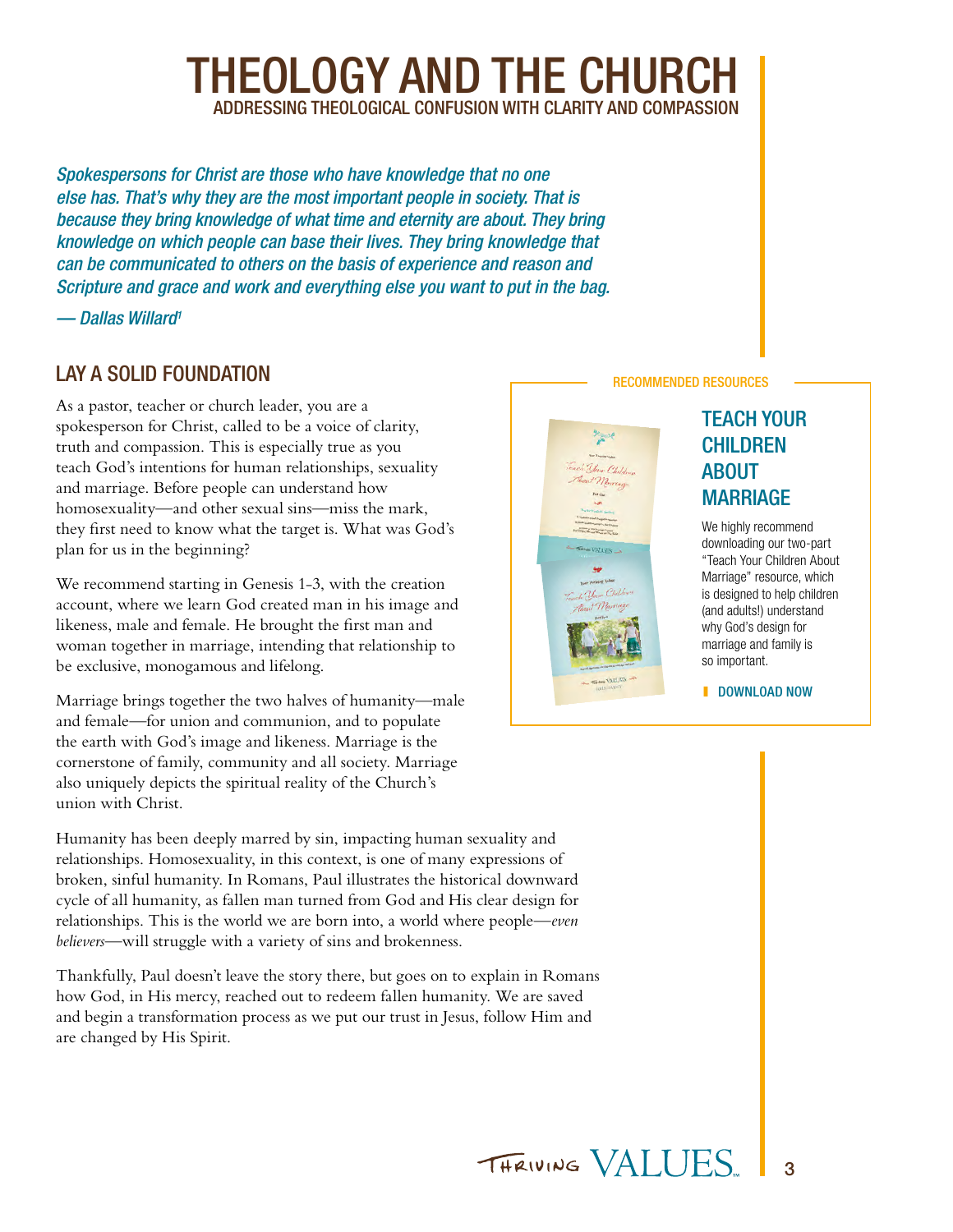# THEOLOGY AND THE CHURCH

## ADDRESSING THEOLOGICAL CONFUSION WITH CLARITY AND COMPASSION

*Spokespersons for Christ are those who have knowledge that no one else has. That's why they are the most important people in society. That is because they bring knowledge of what time and eternity are about. They bring knowledge on which people can base their lives. They bring knowledge that can be communicated to others on the basis of experience and reason and Scripture and grace and work and everything else you want to put in the bag.*

*— Dallas Willard[1]*

## LAY A SOLID FOUNDATION

As a pastor, teacher or church leader, you are a spokesperson for Christ, called to be a voice of clarity, truth and compassion. This is especially true as you teach God's intentions for human relationships, sexuality and marriage. Before people can understand how homosexuality—and other sexual sins—miss the mark, they first need to know what the target is. What was God's plan for us in the beginning?

We recommend starting in Genesis 1-3, with the creation account, where we learn God created man in his image and likeness, male and female. He brought the first man and woman together in marriage, intending that relationship to be exclusive, monogamous and lifelong.

Marriage brings together the two halves of humanity—male and female—for union and communion, and to populate the earth with God's image and likeness. Marriage is the cornerstone of family, community and all society. Marriage also uniquely depicts the spiritual reality of the Church's union with Christ.

Humanity has been deeply marred by sin, impacting human sexuality and relationships. Homosexuality, in this context, is one of many expressions of broken, sinful humanity. In Romans, Paul illustrates the historical downward cycle of all humanity, as fallen man turned from God and His clear design for relationships. This is the world we are born into, a world where people—*even believers*—will struggle with a variety of sins and brokenness.

Thankfully, Paul doesn't leave the story there, but goes on to explain in Romans how God, in His mercy, reached out to redeem fallen humanity. We are saved and begin a transformation process as we put our trust in Jesus, follow Him and are changed by His Spirit.

---

**RECOMMENDED RESOURCES**

### TEACH YOUR CHILDREN ABOUT MARRIAGE

We highly recommend downloading our two-part "Teach Your Children About Marriage" resource, which is designed to help children (and adults!) understand why God's design for marriage and family is so important.

DOWNLOAD NOW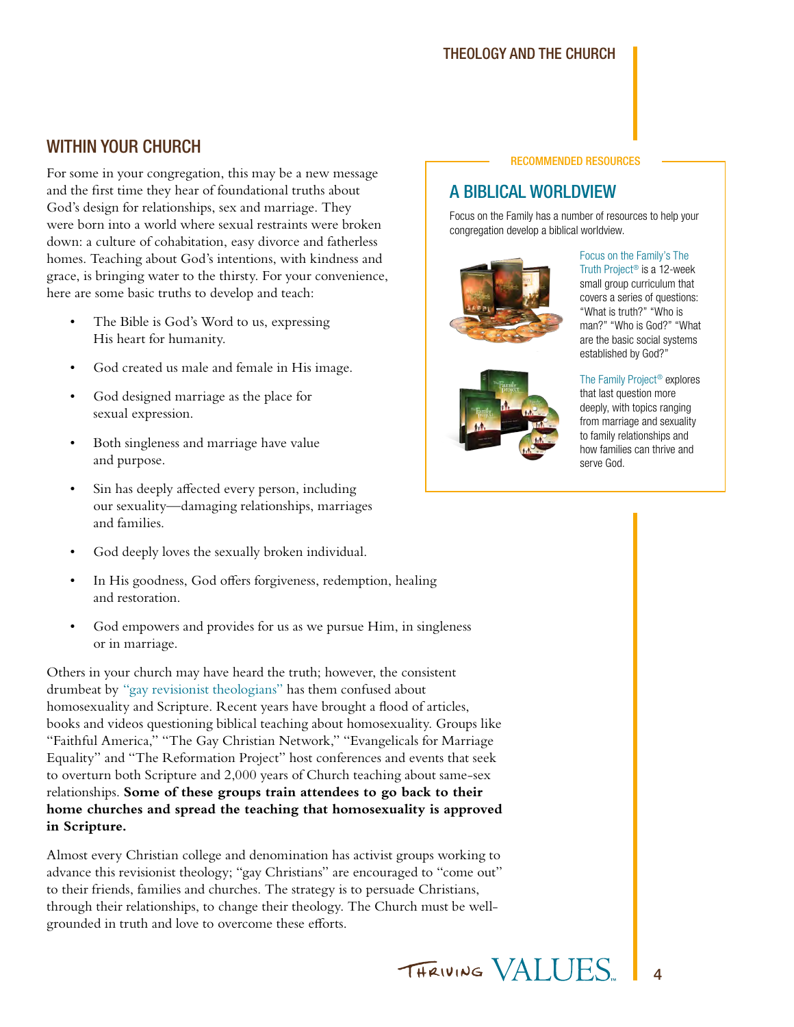## WITHIN YOUR CHURCH

For some in your congregation, this may be a new message and the first time they hear of foundational truths about God's design for relationships, sex and marriage. They were born into a world where sexual restraints were broken down: a culture of cohabitation, easy divorce and fatherless homes. Teaching about God's intentions, with kindness and grace, is bringing water to the thirsty. For your convenience, here are some basic truths to develop and teach:

- The Bible is God's Word to us, expressing His heart for humanity.
- God created us male and female in His image.
- God designed marriage as the place for sexual expression.
- Both singleness and marriage have value and purpose.
- Sin has deeply affected every person, including our sexuality—damaging relationships, marriages and families.
- God deeply loves the sexually broken individual.
- In His goodness, God offers forgiveness, redemption, healing and restoration.
- God empowers and provides for us as we pursue Him, in singleness or in marriage.

Others in your church may have heard the truth; however, the consistent drumbeat by "gay revisionist theologians" has them confused about homosexuality and Scripture. Recent years have brought a flood of articles, books and videos questioning biblical teaching about homosexuality. Groups like "Faithful America," "The Gay Christian Network," "Evangelicals for Marriage Equality" and "The Reformation Project" host conferences and events that seek to overturn both Scripture and 2,000 years of Church teaching about same-sex relationships. **Some of these groups train attendees to go back to their home churches and spread the teaching that homosexuality is approved in Scripture.**

Almost every Christian college and denomination has activist groups working to advance this revisionist theology; "gay Christians" are encouraged to "come out" to their friends, families and churches. The strategy is to persuade Christians, through their relationships, to change their theology. The Church must be well-grounded in truth and love to overcome these efforts.

RECOMMENDED RESOURCES

### A BIBLICAL WORLDVIEW

Focus on the Family has a number of resources to help your congregation develop a biblical worldview.

Focus on the Family's The Truth Project® is a 12-week small group curriculum that covers a series of questions: "What is truth?" "Who is man?" "Who is God?" "What are the basic social systems established by God?"

The Family Project® explores that last question more deeply, with topics ranging from marriage and sexuality to family relationships and how families can thrive and serve God.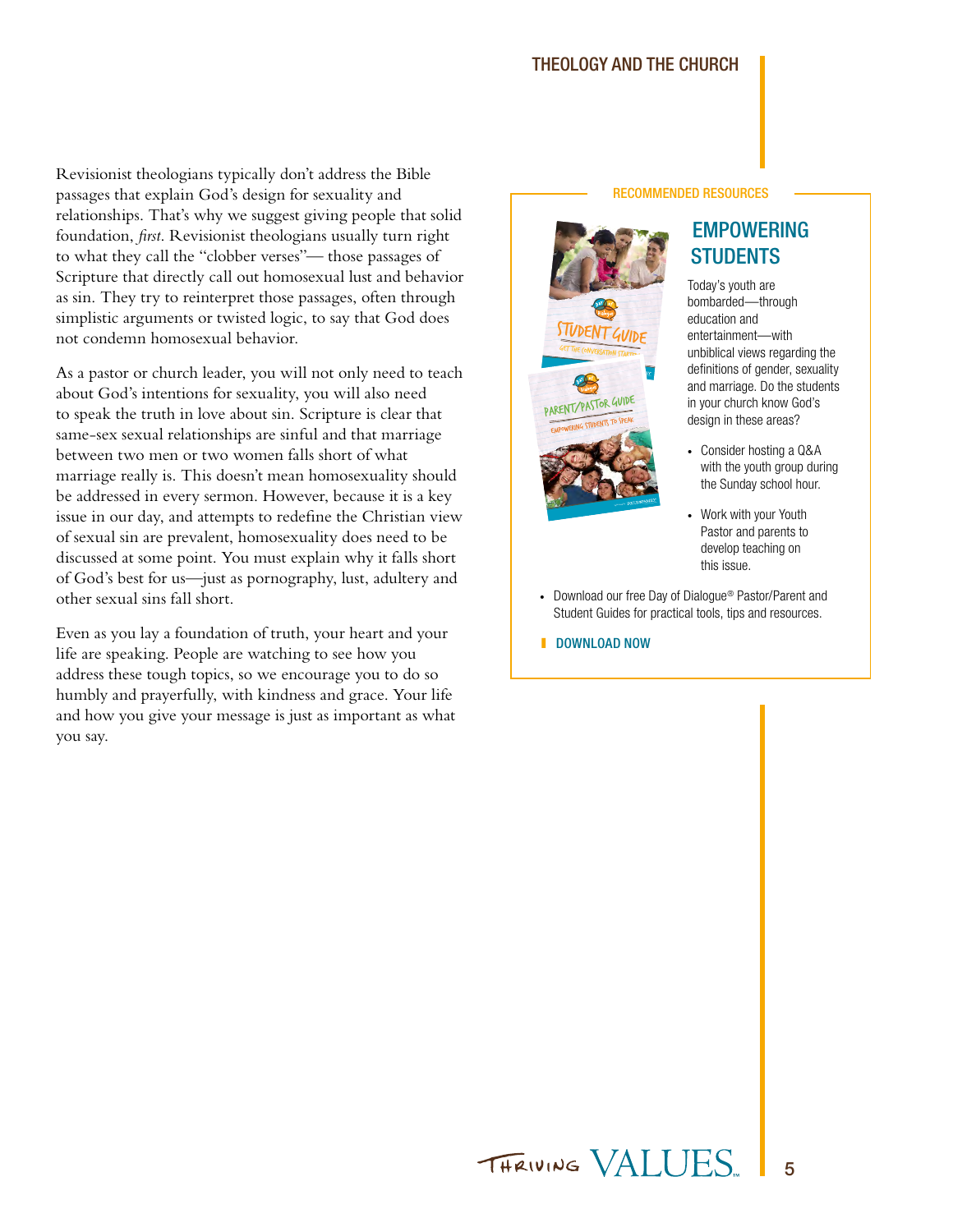Revisionist theologians typically don't address the Bible passages that explain God's design for sexuality and relationships. That's why we suggest giving people that solid foundation, *first*. Revisionist theologians usually turn right to what they call the "clobber verses"— those passages of Scripture that directly call out homosexual lust and behavior as sin. They try to reinterpret those passages, often through simplistic arguments or twisted logic, to say that God does not condemn homosexual behavior.

As a pastor or church leader, you will not only need to teach about God's intentions for sexuality, you will also need to speak the truth in love about sin. Scripture is clear that same-sex sexual relationships are sinful and that marriage between two men or two women falls short of what marriage really is. This doesn't mean homosexuality should be addressed in every sermon. However, because it is a key issue in our day, and attempts to redefine the Christian view of sexual sin are prevalent, homosexuality does need to be discussed at some point. You must explain why it falls short of God's best for us—just as pornography, lust, adultery and other sexual sins fall short.

Even as you lay a foundation of truth, your heart and your life are speaking. People are watching to see how you address these tough topics, so we encourage you to do so humbly and prayerfully, with kindness and grace. Your life and how you give your message is just as important as what you say.

RECOMMENDED RESOURCES

## EMPOWERING STUDENTS

Today's youth are bombarded—through education and entertainment—with unbiblical views regarding the definitions of gender, sexuality and marriage. Do the students in your church know God's design in these areas?

- Consider hosting a Q&A with the youth group during the Sunday school hour.
- Work with your Youth Pastor and parents to develop teaching on this issue.
- Download our free Day of Dialogue® Pastor/Parent and Student Guides for practical tools, tips and resources.

DOWNLOAD NOW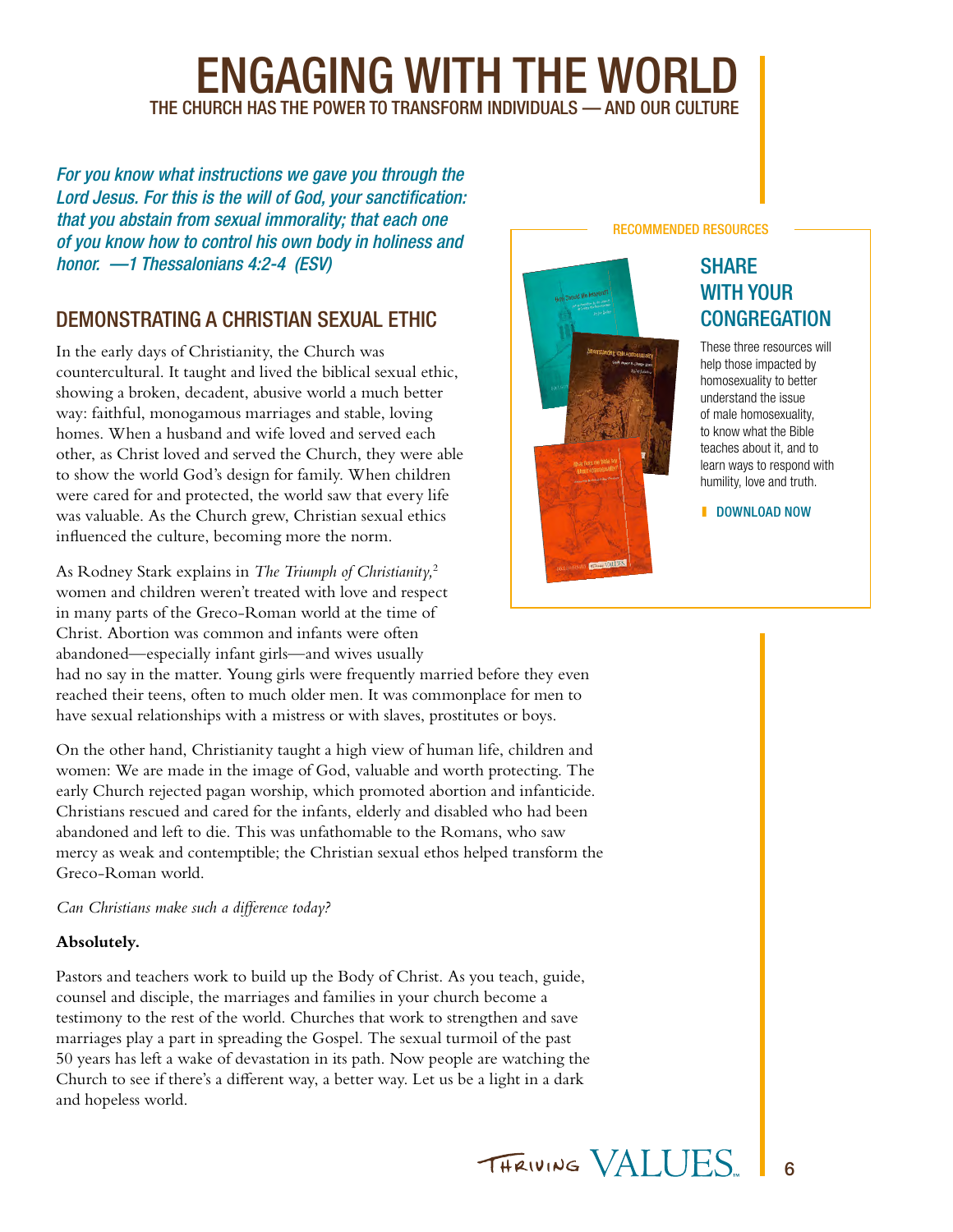# ENGAGING WITH THE WORLD

## THE CHURCH HAS THE POWER TO TRANSFORM INDIVIDUALS — AND OUR CULTURE

*For you know what instructions we gave you through the Lord Jesus. For this is the will of God, your sanctification: that you abstain from sexual immorality; that each one of you know how to control his own body in holiness and honor. —1 Thessalonians 4:2-4 (ESV)*

### DEMONSTRATING A CHRISTIAN SEXUAL ETHIC

In the early days of Christianity, the Church was countercultural. It taught and lived the biblical sexual ethic, showing a broken, decadent, abusive world a much better way: faithful, monogamous marriages and stable, loving homes. When a husband and wife loved and served each other, as Christ loved and served the Church, they were able to show the world God's design for family. When children were cared for and protected, the world saw that every life was valuable. As the Church grew, Christian sexual ethics influenced the culture, becoming more the norm.

As Rodney Stark explains in *The Triumph of Christianity,*[2] women and children weren't treated with love and respect in many parts of the Greco-Roman world at the time of Christ. Abortion was common and infants were often abandoned—especially infant girls—and wives usually had no say in the matter. Young girls were frequently married before they even reached their teens, often to much older men. It was commonplace for men to have sexual relationships with a mistress or with slaves, prostitutes or boys.

On the other hand, Christianity taught a high view of human life, children and women: We are made in the image of God, valuable and worth protecting. The early Church rejected pagan worship, which promoted abortion and infanticide. Christians rescued and cared for the infants, elderly and disabled who had been abandoned and left to die. This was unfathomable to the Romans, who saw mercy as weak and contemptible; the Christian sexual ethos helped transform the Greco-Roman world.

*Can Christians make such a difference today?*

**Absolutely.**

Pastors and teachers work to build up the Body of Christ. As you teach, guide, counsel and disciple, the marriages and families in your church become a testimony to the rest of the world. Churches that work to strengthen and save marriages play a part in spreading the Gospel. The sexual turmoil of the past 50 years has left a wake of devastation in its path. Now people are watching the Church to see if there's a different way, a better way. Let us be a light in a dark and hopeless world.

RECOMMENDED RESOURCES

### SHARE WITH YOUR CONGREGATION

These three resources will help those impacted by homosexuality to better understand the issue of male homosexuality, to know what the Bible teaches about it, and to learn ways to respond with humility, love and truth.

DOWNLOAD NOW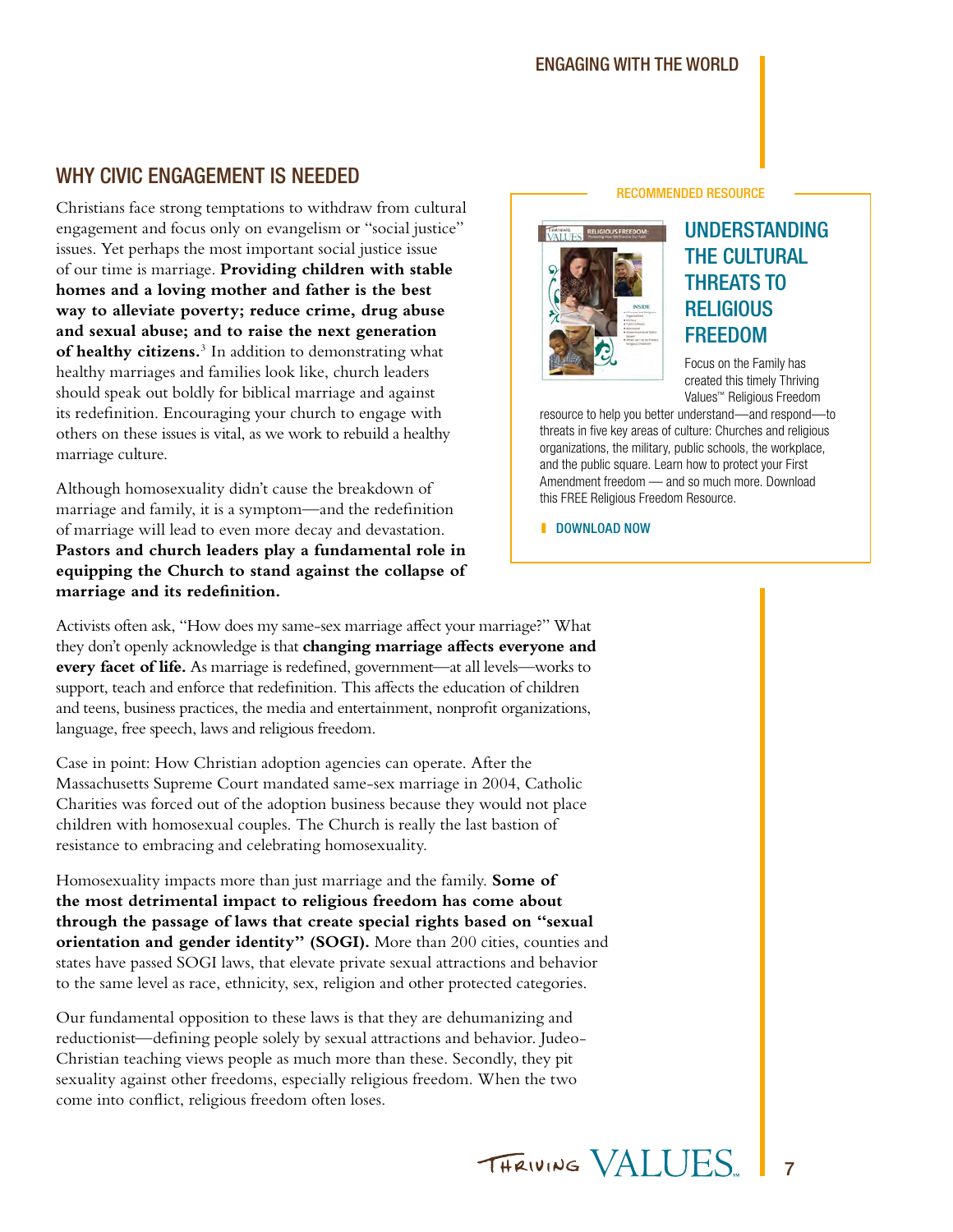## WHY CIVIC ENGAGEMENT IS NEEDED

Christians face strong temptations to withdraw from cultural engagement and focus only on evangelism or "social justice" issues. Yet perhaps the most important social justice issue of our time is marriage. **Providing children with stable homes and a loving mother and father is the best way to alleviate poverty; reduce crime, drug abuse and sexual abuse; and to raise the next generation of healthy citizens.**[3] In addition to demonstrating what healthy marriages and families look like, church leaders should speak out boldly for biblical marriage and against its redefinition. Encouraging your church to engage with others on these issues is vital, as we work to rebuild a healthy marriage culture.

Although homosexuality didn't cause the breakdown of marriage and family, it is a symptom—and the redefinition of marriage will lead to even more decay and devastation. **Pastors and church leaders play a fundamental role in equipping the Church to stand against the collapse of marriage and its redefinition.**

> RECOMMENDED RESOURCE
>
> ### UNDERSTANDING THE CULTURAL THREATS TO RELIGIOUS FREEDOM
>
> Focus on the Family has created this timely Thriving Values™ Religious Freedom resource to help you better understand—and respond—to threats in five key areas of culture: Churches and religious organizations, the military, public schools, the workplace, and the public square. Learn how to protect your First Amendment freedom — and so much more. Download this FREE Religious Freedom Resource.
>
> DOWNLOAD NOW

Activists often ask, "How does my same-sex marriage affect your marriage?" What they don't openly acknowledge is that **changing marriage affects everyone and every facet of life.** As marriage is redefined, government—at all levels—works to support, teach and enforce that redefinition. This affects the education of children and teens, business practices, the media and entertainment, nonprofit organizations, language, free speech, laws and religious freedom.

Case in point: How Christian adoption agencies can operate. After the Massachusetts Supreme Court mandated same-sex marriage in 2004, Catholic Charities was forced out of the adoption business because they would not place children with homosexual couples. The Church is really the last bastion of resistance to embracing and celebrating homosexuality.

Homosexuality impacts more than just marriage and the family. **Some of the most detrimental impact to religious freedom has come about through the passage of laws that create special rights based on "sexual orientation and gender identity" (SOGI).** More than 200 cities, counties and states have passed SOGI laws, that elevate private sexual attractions and behavior to the same level as race, ethnicity, sex, religion and other protected categories.

Our fundamental opposition to these laws is that they are dehumanizing and reductionist—defining people solely by sexual attractions and behavior. Judeo-Christian teaching views people as much more than these. Secondly, they pit sexuality against other freedoms, especially religious freedom. When the two come into conflict, religious freedom often loses.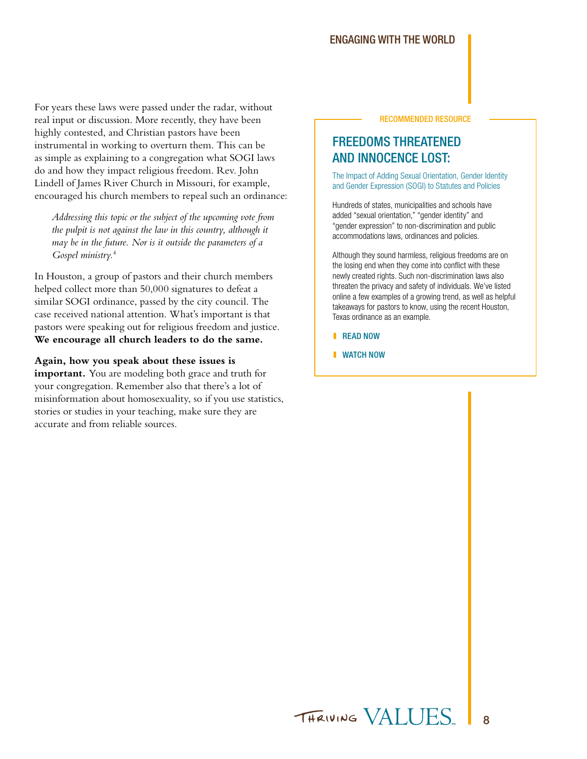For years these laws were passed under the radar, without real input or discussion. More recently, they have been highly contested, and Christian pastors have been instrumental in working to overturn them. This can be as simple as explaining to a congregation what SOGI laws do and how they impact religious freedom. Rev. John Lindell of James River Church in Missouri, for example, encouraged his church members to repeal such an ordinance:

> *Addressing this topic or the subject of the upcoming vote from the pulpit is not against the law in this country, although it may be in the future. Nor is it outside the parameters of a Gospel ministry.*[4]

In Houston, a group of pastors and their church members helped collect more than 50,000 signatures to defeat a similar SOGI ordinance, passed by the city council. The case received national attention. What's important is that pastors were speaking out for religious freedom and justice. **We encourage all church leaders to do the same.**

**Again, how you speak about these issues is important.** You are modeling both grace and truth for your congregation. Remember also that there's a lot of misinformation about homosexuality, so if you use statistics, stories or studies in your teaching, make sure they are accurate and from reliable sources.

RECOMMENDED RESOURCE

## FREEDOMS THREATENED AND INNOCENCE LOST:

The Impact of Adding Sexual Orientation, Gender Identity and Gender Expression (SOGI) to Statutes and Policies

Hundreds of states, municipalities and schools have added "sexual orientation," "gender identity" and "gender expression" to non-discrimination and public accommodations laws, ordinances and policies.

Although they sound harmless, religious freedoms are on the losing end when they come into conflict with these newly created rights. Such non-discrimination laws also threaten the privacy and safety of individuals. We've listed online a few examples of a growing trend, as well as helpful takeaways for pastors to know, using the recent Houston, Texas ordinance as an example.

- READ NOW
- WATCH NOW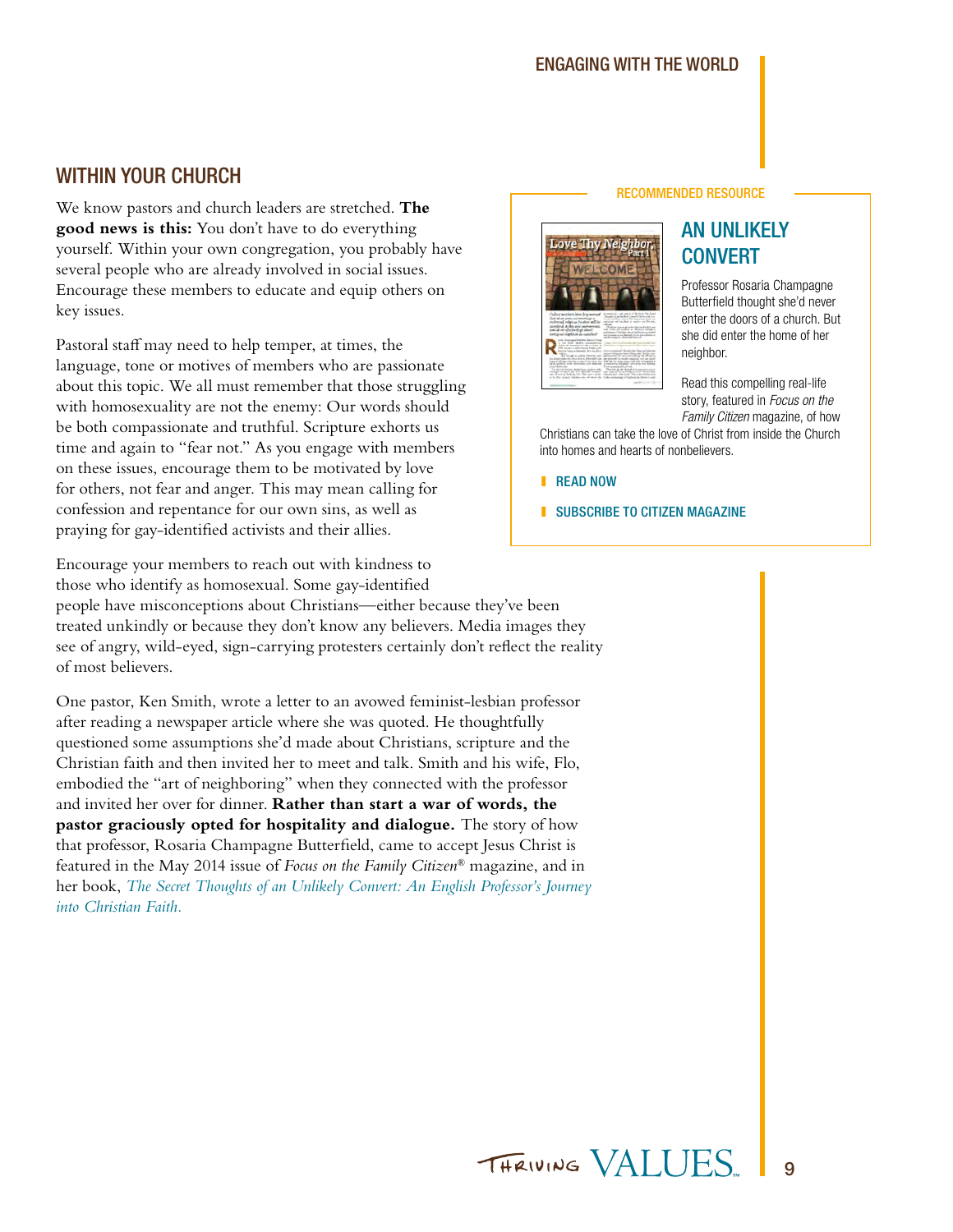## WITHIN YOUR CHURCH

We know pastors and church leaders are stretched. **The good news is this:** You don't have to do everything yourself. Within your own congregation, you probably have several people who are already involved in social issues. Encourage these members to educate and equip others on key issues.

Pastoral staff may need to help temper, at times, the language, tone or motives of members who are passionate about this topic. We all must remember that those struggling with homosexuality are not the enemy: Our words should be both compassionate and truthful. Scripture exhorts us time and again to "fear not." As you engage with members on these issues, encourage them to be motivated by love for others, not fear and anger. This may mean calling for confession and repentance for our own sins, as well as praying for gay-identified activists and their allies.

Encourage your members to reach out with kindness to those who identify as homosexual. Some gay-identified people have misconceptions about Christians—either because they've been treated unkindly or because they don't know any believers. Media images they see of angry, wild-eyed, sign-carrying protesters certainly don't reflect the reality of most believers.

One pastor, Ken Smith, wrote a letter to an avowed feminist-lesbian professor after reading a newspaper article where she was quoted. He thoughtfully questioned some assumptions she'd made about Christians, scripture and the Christian faith and then invited her to meet and talk. Smith and his wife, Flo, embodied the "art of neighboring" when they connected with the professor and invited her over for dinner. **Rather than start a war of words, the pastor graciously opted for hospitality and dialogue.** The story of how that professor, Rosaria Champagne Butterfield, came to accept Jesus Christ is featured in the May 2014 issue of *Focus on the Family Citizen*® magazine, and in her book, *The Secret Thoughts of an Unlikely Convert: An English Professor's Journey into Christian Faith.*

RECOMMENDED RESOURCE

### AN UNLIKELY CONVERT

Professor Rosaria Champagne Butterfield thought she'd never enter the doors of a church. But she did enter the home of her neighbor.

Read this compelling real-life story, featured in *Focus on the Family Citizen* magazine, of how Christians can take the love of Christ from inside the Church into homes and hearts of nonbelievers.

- READ NOW
- SUBSCRIBE TO CITIZEN MAGAZINE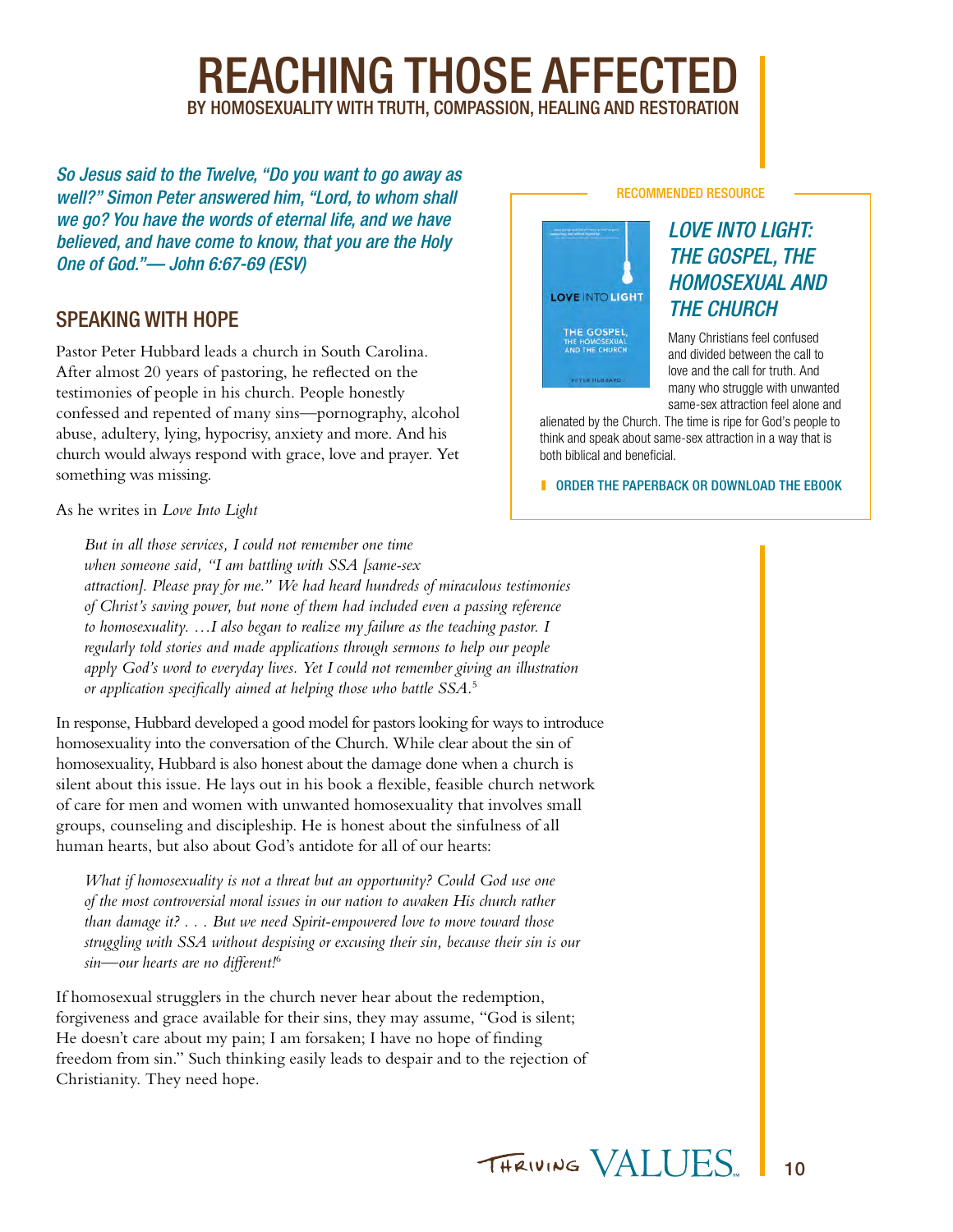# REACHING THOSE AFFECTED

BY HOMOSEXUALITY WITH TRUTH, COMPASSION, HEALING AND RESTORATION

*So Jesus said to the Twelve, "Do you want to go away as well?" Simon Peter answered him, "Lord, to whom shall we go? You have the words of eternal life, and we have believed, and have come to know, that you are the Holy One of God."— John 6:67-69 (ESV)*

## SPEAKING WITH HOPE

Pastor Peter Hubbard leads a church in South Carolina. After almost 20 years of pastoring, he reflected on the testimonies of people in his church. People honestly confessed and repented of many sins—pornography, alcohol abuse, adultery, lying, hypocrisy, anxiety and more. And his church would always respond with grace, love and prayer. Yet something was missing.

As he writes in *Love Into Light*

> *But in all those services, I could not remember one time when someone said, "I am battling with SSA [same-sex attraction]. Please pray for me." We had heard hundreds of miraculous testimonies of Christ's saving power, but none of them had included even a passing reference to homosexuality. …I also began to realize my failure as the teaching pastor. I regularly told stories and made applications through sermons to help our people apply God's word to everyday lives. Yet I could not remember giving an illustration or application specifically aimed at helping those who battle SSA.*[5]

In response, Hubbard developed a good model for pastors looking for ways to introduce homosexuality into the conversation of the Church. While clear about the sin of homosexuality, Hubbard is also honest about the damage done when a church is silent about this issue. He lays out in his book a flexible, feasible church network of care for men and women with unwanted homosexuality that involves small groups, counseling and discipleship. He is honest about the sinfulness of all human hearts, but also about God's antidote for all of our hearts:

> *What if homosexuality is not a threat but an opportunity? Could God use one of the most controversial moral issues in our nation to awaken His church rather than damage it? . . . But we need Spirit-empowered love to move toward those struggling with SSA without despising or excusing their sin, because their sin is our sin—our hearts are no different!*[6]

If homosexual strugglers in the church never hear about the redemption, forgiveness and grace available for their sins, they may assume, "God is silent; He doesn't care about my pain; I am forsaken; I have no hope of finding freedom from sin." Such thinking easily leads to despair and to the rejection of Christianity. They need hope.

---

RECOMMENDED RESOURCE

### *LOVE INTO LIGHT: THE GOSPEL, THE HOMOSEXUAL AND THE CHURCH*

Many Christians feel confused and divided between the call to love and the call for truth. And many who struggle with unwanted same-sex attraction feel alone and alienated by the Church. The time is ripe for God's people to think and speak about same-sex attraction in a way that is both biblical and beneficial.

ORDER THE PAPERBACK OR DOWNLOAD THE EBOOK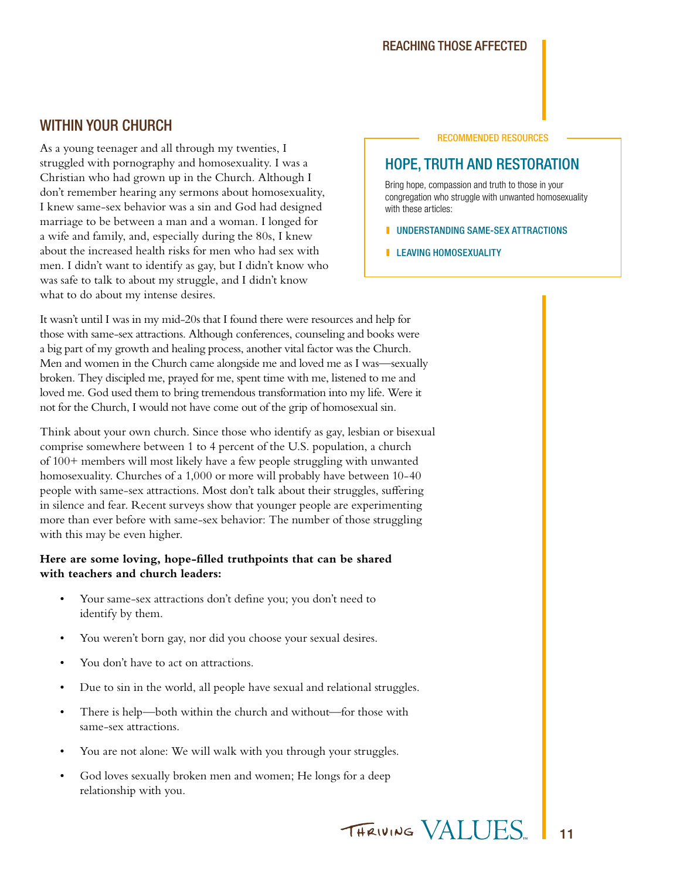## WITHIN YOUR CHURCH

As a young teenager and all through my twenties, I struggled with pornography and homosexuality. I was a Christian who had grown up in the Church. Although I don't remember hearing any sermons about homosexuality, I knew same-sex behavior was a sin and God had designed marriage to be between a man and a woman. I longed for a wife and family, and, especially during the 80s, I knew about the increased health risks for men who had sex with men. I didn't want to identify as gay, but I didn't know who was safe to talk to about my struggle, and I didn't know what to do about my intense desires.

> RECOMMENDED RESOURCES
>
> ### HOPE, TRUTH AND RESTORATION
>
> Bring hope, compassion and truth to those in your congregation who struggle with unwanted homosexuality with these articles:
>
> - UNDERSTANDING SAME-SEX ATTRACTIONS
> - LEAVING HOMOSEXUALITY

It wasn't until I was in my mid-20s that I found there were resources and help for those with same-sex attractions. Although conferences, counseling and books were a big part of my growth and healing process, another vital factor was the Church. Men and women in the Church came alongside me and loved me as I was—sexually broken. They discipled me, prayed for me, spent time with me, listened to me and loved me. God used them to bring tremendous transformation into my life. Were it not for the Church, I would not have come out of the grip of homosexual sin.

Think about your own church. Since those who identify as gay, lesbian or bisexual comprise somewhere between 1 to 4 percent of the U.S. population, a church of 100+ members will most likely have a few people struggling with unwanted homosexuality. Churches of a 1,000 or more will probably have between 10-40 people with same-sex attractions. Most don't talk about their struggles, suffering in silence and fear. Recent surveys show that younger people are experimenting more than ever before with same-sex behavior: The number of those struggling with this may be even higher.

**Here are some loving, hope-filled truthpoints that can be shared with teachers and church leaders:**

- Your same-sex attractions don't define you; you don't need to identify by them.
- You weren't born gay, nor did you choose your sexual desires.
- You don't have to act on attractions.
- Due to sin in the world, all people have sexual and relational struggles.
- There is help—both within the church and without—for those with same-sex attractions.
- You are not alone: We will walk with you through your struggles.
- God loves sexually broken men and women; He longs for a deep relationship with you.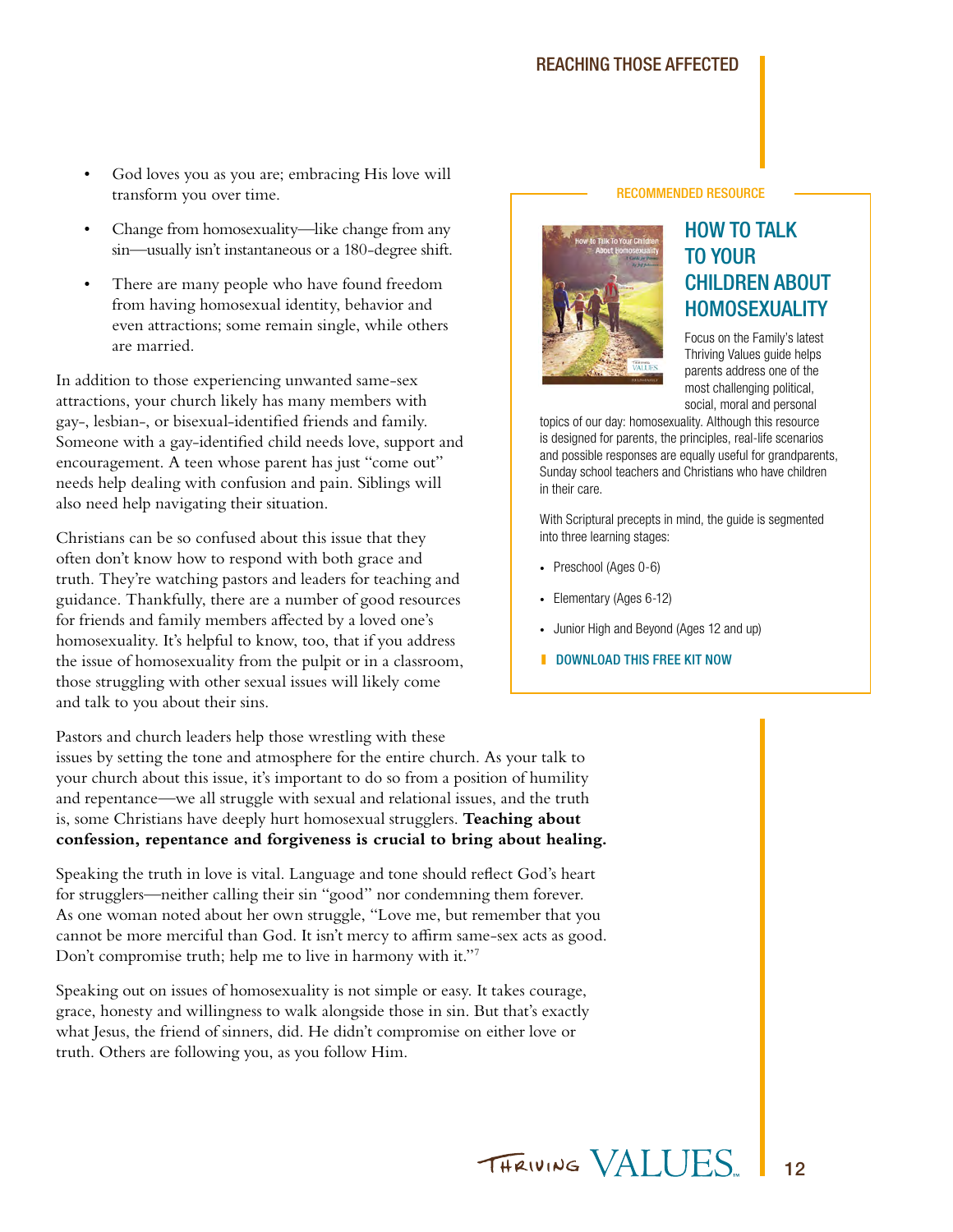- God loves you as you are; embracing His love will transform you over time.
- Change from homosexuality—like change from any sin—usually isn't instantaneous or a 180-degree shift.
- There are many people who have found freedom from having homosexual identity, behavior and even attractions; some remain single, while others are married.

In addition to those experiencing unwanted same-sex attractions, your church likely has many members with gay-, lesbian-, or bisexual-identified friends and family. Someone with a gay-identified child needs love, support and encouragement. A teen whose parent has just "come out" needs help dealing with confusion and pain. Siblings will also need help navigating their situation.

Christians can be so confused about this issue that they often don't know how to respond with both grace and truth. They're watching pastors and leaders for teaching and guidance. Thankfully, there are a number of good resources for friends and family members affected by a loved one's homosexuality. It's helpful to know, too, that if you address the issue of homosexuality from the pulpit or in a classroom, those struggling with other sexual issues will likely come and talk to you about their sins.

Pastors and church leaders help those wrestling with these issues by setting the tone and atmosphere for the entire church. As your talk to your church about this issue, it's important to do so from a position of humility and repentance—we all struggle with sexual and relational issues, and the truth is, some Christians have deeply hurt homosexual strugglers. **Teaching about confession, repentance and forgiveness is crucial to bring about healing.**

Speaking the truth in love is vital. Language and tone should reflect God's heart for strugglers—neither calling their sin "good" nor condemning them forever. As one woman noted about her own struggle, "Love me, but remember that you cannot be more merciful than God. It isn't mercy to affirm same-sex acts as good. Don't compromise truth; help me to live in harmony with it."[7]

Speaking out on issues of homosexuality is not simple or easy. It takes courage, grace, honesty and willingness to walk alongside those in sin. But that's exactly what Jesus, the friend of sinners, did. He didn't compromise on either love or truth. Others are following you, as you follow Him.

RECOMMENDED RESOURCE

## HOW TO TALK TO YOUR CHILDREN ABOUT HOMOSEXUALITY

Focus on the Family's latest Thriving Values guide helps parents address one of the most challenging political, social, moral and personal topics of our day: homosexuality. Although this resource is designed for parents, the principles, real-life scenarios and possible responses are equally useful for grandparents, Sunday school teachers and Christians who have children in their care.

With Scriptural precepts in mind, the guide is segmented into three learning stages:

- Preschool (Ages 0-6)
- Elementary (Ages 6-12)
- Junior High and Beyond (Ages 12 and up)

DOWNLOAD THIS FREE KIT NOW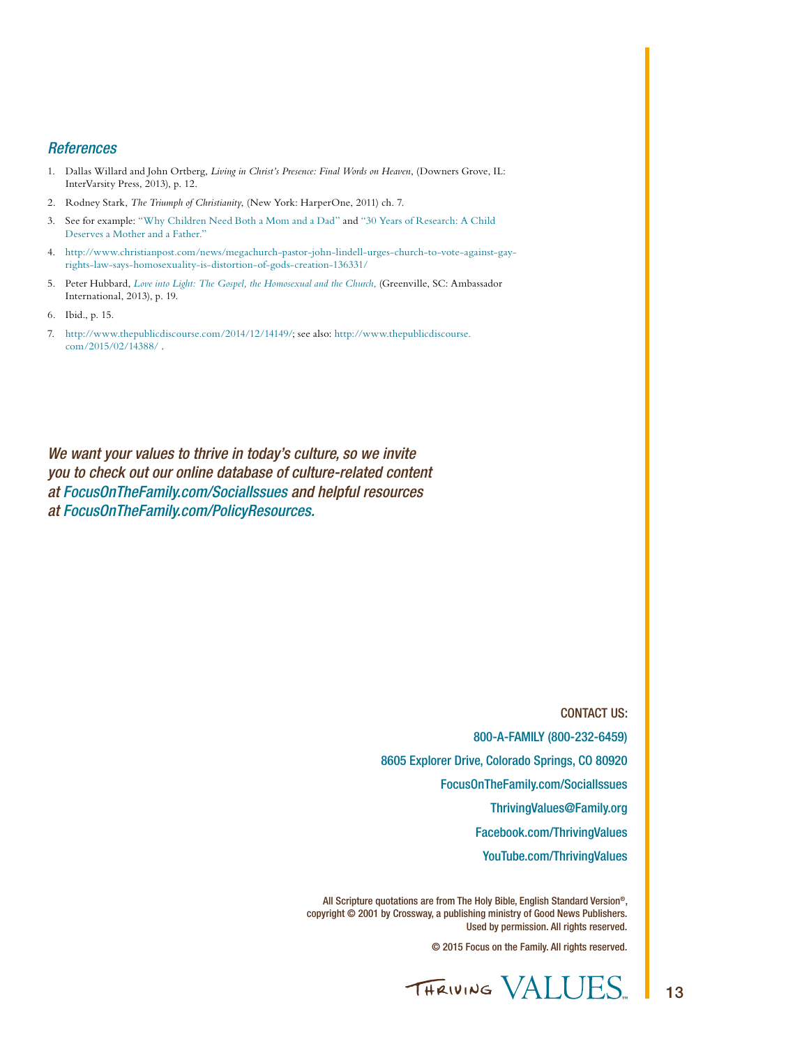## *References*

1. Dallas Willard and John Ortberg, *Living in Christ's Presence: Final Words on Heaven*, (Downers Grove, IL: InterVarsity Press, 2013), p. 12.
2. Rodney Stark, *The Triumph of Christianity*, (New York: HarperOne, 2011) ch. 7.
3. See for example: "Why Children Need Both a Mom and a Dad" and "30 Years of Research: A Child Deserves a Mother and a Father."
4. http://www.christianpost.com/news/megachurch-pastor-john-lindell-urges-church-to-vote-against-gay-rights-law-says-homosexuality-is-distortion-of-gods-creation-136331/
5. Peter Hubbard, *Love into Light: The Gospel, the Homosexual and the Church,* (Greenville, SC: Ambassador International, 2013), p. 19.
6. Ibid., p. 15.
7. http://www.thepublicdiscourse.com/2014/12/14149/; see also: http://www.thepublicdiscourse.com/2015/02/14388/ .

*We want your values to thrive in today's culture, so we invite you to check out our online database of culture-related content at FocusOnTheFamily.com/SocialIssues and helpful resources at FocusOnTheFamily.com/PolicyResources.*

CONTACT US:

800-A-FAMILY (800-232-6459)

8605 Explorer Drive, Colorado Springs, CO 80920

FocusOnTheFamily.com/SocialIssues

ThrivingValues@Family.org

Facebook.com/ThrivingValues

YouTube.com/ThrivingValues

All Scripture quotations are from The Holy Bible, English Standard Version®, copyright © 2001 by Crossway, a publishing ministry of Good News Publishers. Used by permission. All rights reserved.

© 2015 Focus on the Family. All rights reserved.

THRIVING VALUES™